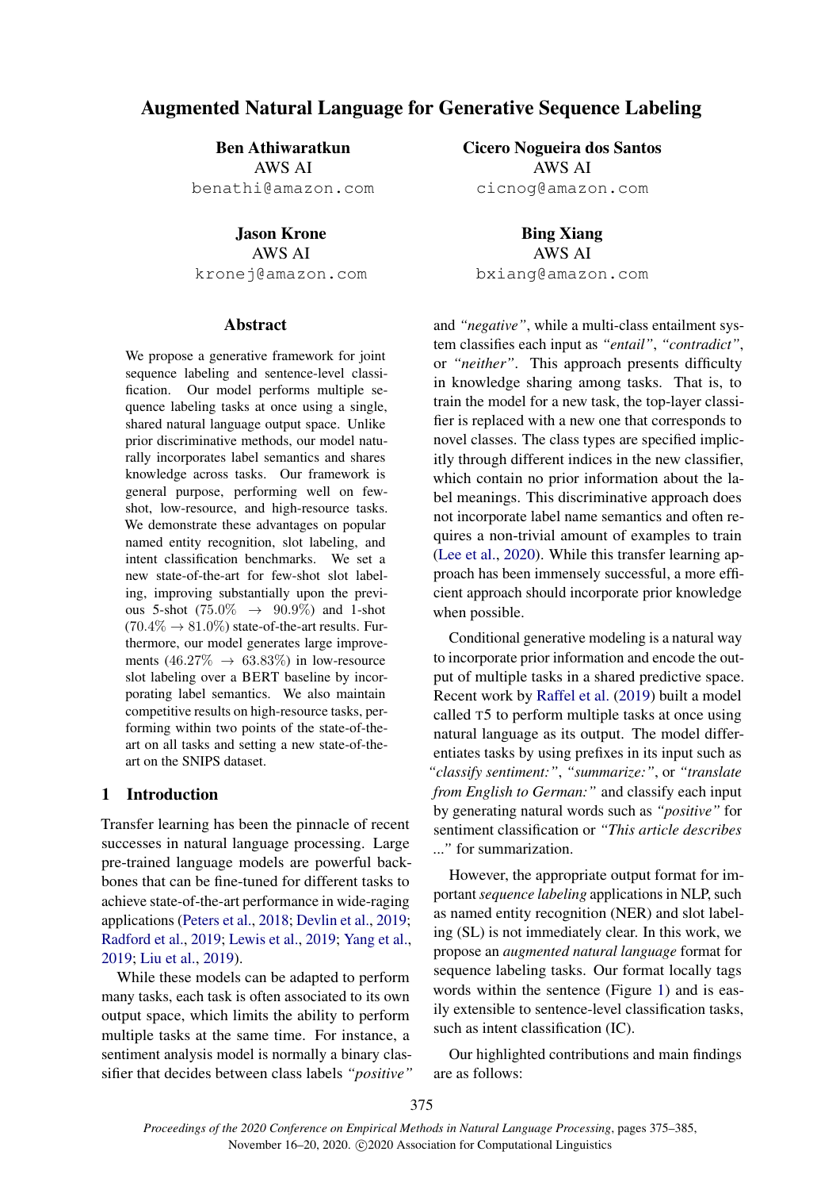# Augmented Natural Language for Generative Sequence Labeling

**Ben Athiwaratkun**
AWS AI
benathi@amazon.com

**Cicero Nogueira dos Santos**
AWS AI
cicnog@amazon.com

**Jason Krone**
AWS AI
kronej@amazon.com

**Bing Xiang**
AWS AI
bxiang@amazon.com

## Abstract

We propose a generative framework for joint sequence labeling and sentence-level classification. Our model performs multiple sequence labeling tasks at once using a single, shared natural language output space. Unlike prior discriminative methods, our model naturally incorporates label semantics and shares knowledge across tasks. Our framework is general purpose, performing well on few-shot, low-resource, and high-resource tasks. We demonstrate these advantages on popular named entity recognition, slot labeling, and intent classification benchmarks. We set a new state-of-the-art for few-shot slot labeling, improving substantially upon the previous 5-shot ($75.0\% \rightarrow 90.9\%$) and 1-shot ($70.4\% \rightarrow 81.0\%$) state-of-the-art results. Furthermore, our model generates large improvements ($46.27\% \rightarrow 63.83\%$) in low-resource slot labeling over a BERT baseline by incorporating label semantics. We also maintain competitive results on high-resource tasks, performing within two points of the state-of-the-art on all tasks and setting a new state-of-the-art on the SNIPS dataset.

## 1 Introduction

Transfer learning has been the pinnacle of recent successes in natural language processing. Large pre-trained language models are powerful backbones that can be fine-tuned for different tasks to achieve state-of-the-art performance in wide-raging applications (Peters et al., 2018; Devlin et al., 2019; Radford et al., 2019; Lewis et al., 2019; Yang et al., 2019; Liu et al., 2019).

While these models can be adapted to perform many tasks, each task is often associated to its own output space, which limits the ability to perform multiple tasks at the same time. For instance, a sentiment analysis model is normally a binary classifier that decides between class labels *"positive"* and *"negative"*, while a multi-class entailment system classifies each input as *"entail"*, *"contradict"*, or *"neither"*. This approach presents difficulty in knowledge sharing among tasks. That is, to train the model for a new task, the top-layer classifier is replaced with a new one that corresponds to novel classes. The class types are specified implicitly through different indices in the new classifier, which contain no prior information about the label meanings. This discriminative approach does not incorporate label name semantics and often requires a non-trivial amount of examples to train (Lee et al., 2020). While this transfer learning approach has been immensely successful, a more efficient approach should incorporate prior knowledge when possible.

Conditional generative modeling is a natural way to incorporate prior information and encode the output of multiple tasks in a shared predictive space. Recent work by Raffel et al. (2019) built a model called T5 to perform multiple tasks at once using natural language as its output. The model differentiates tasks by using prefixes in its input such as *"classify sentiment:"*, *"summarize:"*, or *"translate from English to German:"* and classify each input by generating natural words such as *"positive"* for sentiment classification or *"This article describes ..."* for summarization.

However, the appropriate output format for important *sequence labeling* applications in NLP, such as named entity recognition (NER) and slot labeling (SL) is not immediately clear. In this work, we propose an *augmented natural language* format for sequence labeling tasks. Our format locally tags words within the sentence (Figure 1) and is easily extensible to sentence-level classification tasks, such as intent classification (IC).

Our highlighted contributions and main findings are as follows: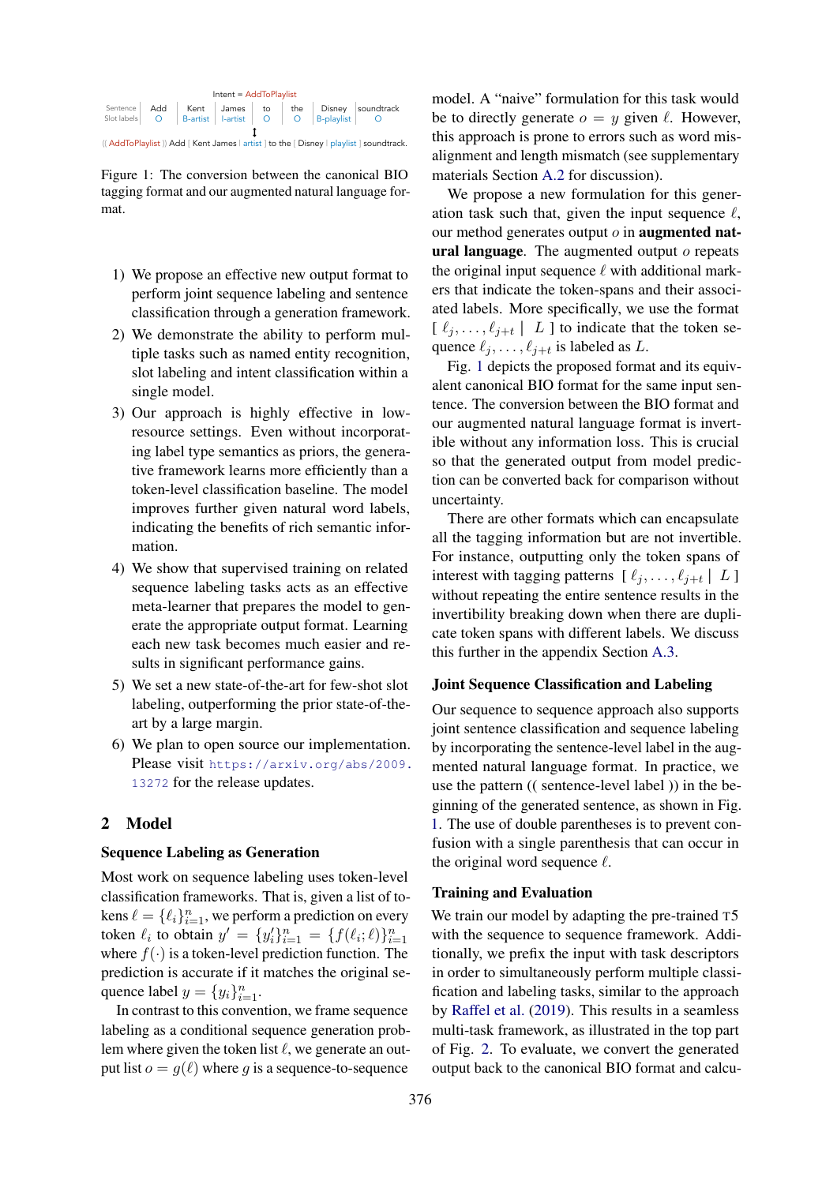| Intent = AddToPlaylist | | | | | | | |
|---|---|---|---|---|---|---|---|
| Sentence | Add | Kent | James | to | the | Disney | soundtrack |
| Slot labels | O | B-artist | I-artist | O | O | B-playlist | O |

(( AddToPlaylist )) Add [ Kent James | artist ] to the [ Disney | playlist ] soundtrack.

Figure 1: The conversion between the canonical BIO tagging format and our augmented natural language format.

1) We propose an effective new output format to perform joint sequence labeling and sentence classification through a generation framework.
2) We demonstrate the ability to perform multiple tasks such as named entity recognition, slot labeling and intent classification within a single model.
3) Our approach is highly effective in low-resource settings. Even without incorporating label type semantics as priors, the generative framework learns more efficiently than a token-level classification baseline. The model improves further given natural word labels, indicating the benefits of rich semantic information.
4) We show that supervised training on related sequence labeling tasks acts as an effective meta-learner that prepares the model to generate the appropriate output format. Learning each new task becomes much easier and results in significant performance gains.
5) We set a new state-of-the-art for few-shot slot labeling, outperforming the prior state-of-the-art by a large margin.
6) We plan to open source our implementation. Please visit https://arxiv.org/abs/2009.13272 for the release updates.

## 2 Model

### Sequence Labeling as Generation

Most work on sequence labeling uses token-level classification frameworks. That is, given a list of tokens $\ell = \{\ell_i\}_{i=1}^n$, we perform a prediction on every token $\ell_i$ to obtain $y' = \{y'_i\}_{i=1}^n = \{f(\ell_i; \ell)\}_{i=1}^n$ where $f(\cdot)$ is a token-level prediction function. The prediction is accurate if it matches the original sequence label $y = \{y_i\}_{i=1}^n$.

In contrast to this convention, we frame sequence labeling as a conditional sequence generation problem where given the token list $\ell$, we generate an output list $o = g(\ell)$ where $g$ is a sequence-to-sequence model. A "naive" formulation for this task would be to directly generate $o = y$ given $\ell$. However, this approach is prone to errors such as word misalignment and length mismatch (see supplementary materials Section A.2 for discussion).

We propose a new formulation for this generation task such that, given the input sequence $\ell$, our method generates output $o$ in **augmented natural language**. The augmented output $o$ repeats the original input sequence $\ell$ with additional markers that indicate the token-spans and their associated labels. More specifically, we use the format [ $\ell_j, \ldots, \ell_{j+t}$ | $L$ ] to indicate that the token sequence $\ell_j, \ldots, \ell_{j+t}$ is labeled as $L$.

Fig. 1 depicts the proposed format and its equivalent canonical BIO format for the same input sentence. The conversion between the BIO format and our augmented natural language format is invertible without any information loss. This is crucial so that the generated output from model prediction can be converted back for comparison without uncertainty.

There are other formats which can encapsulate all the tagging information but are not invertible. For instance, outputting only the token spans of interest with tagging patterns [ $\ell_j, \ldots, \ell_{j+t}$ | $L$ ] without repeating the entire sentence results in the invertibility breaking down when there are duplicate token spans with different labels. We discuss this further in the appendix Section A.3.

### Joint Sequence Classification and Labeling

Our sequence to sequence approach also supports joint sentence classification and sequence labeling by incorporating the sentence-level label in the augmented natural language format. In practice, we use the pattern (( sentence-level label )) in the beginning of the generated sentence, as shown in Fig. 1. The use of double parentheses is to prevent confusion with a single parenthesis that can occur in the original word sequence $\ell$.

### Training and Evaluation

We train our model by adapting the pre-trained T5 with the sequence to sequence framework. Additionally, we prefix the input with task descriptors in order to simultaneously perform multiple classification and labeling tasks, similar to the approach by Raffel et al. (2019). This results in a seamless multi-task framework, as illustrated in the top part of Fig. 2. To evaluate, we convert the generated output back to the canonical BIO format and calcu-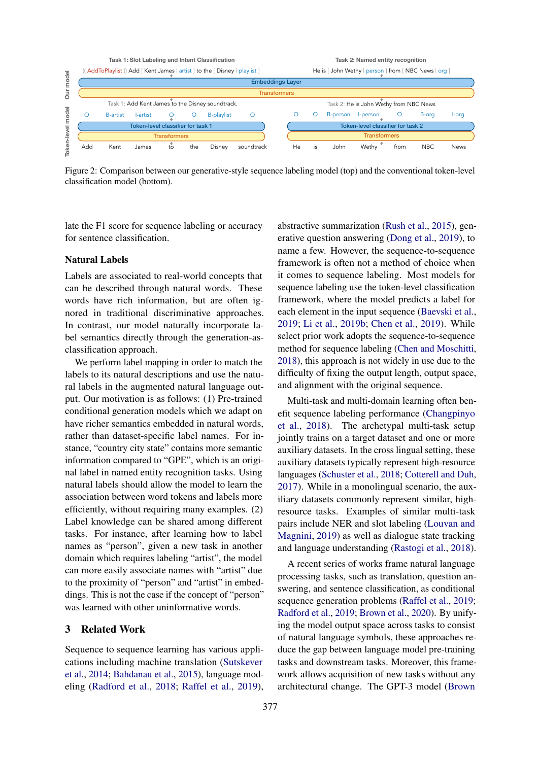Figure 2: Comparison between our generative-style sequence labeling model (top) and the conventional token-level classification model (bottom).

late the F1 score for sequence labeling or accuracy for sentence classification.

**Natural Labels**

Labels are associated to real-world concepts that can be described through natural words. These words have rich information, but are often ignored in traditional discriminative approaches. In contrast, our model naturally incorporate label semantics directly through the generation-as-classification approach.

We perform label mapping in order to match the labels to its natural descriptions and use the natural labels in the augmented natural language output. Our motivation is as follows: (1) Pre-trained conditional generation models which we adapt on have richer semantics embedded in natural words, rather than dataset-specific label names. For instance, "country city state" contains more semantic information compared to "GPE", which is an original label in named entity recognition tasks. Using natural labels should allow the model to learn the association between word tokens and labels more efficiently, without requiring many examples. (2) Label knowledge can be shared among different tasks. For instance, after learning how to label names as "person", given a new task in another domain which requires labeling "artist", the model can more easily associate names with "artist" due to the proximity of "person" and "artist" in embeddings. This is not the case if the concept of "person" was learned with other uninformative words.

## 3 Related Work

Sequence to sequence learning has various applications including machine translation (Sutskever et al., 2014; Bahdanau et al., 2015), language modeling (Radford et al., 2018; Raffel et al., 2019), abstractive summarization (Rush et al., 2015), generative question answering (Dong et al., 2019), to name a few. However, the sequence-to-sequence framework is often not a method of choice when it comes to sequence labeling. Most models for sequence labeling use the token-level classification framework, where the model predicts a label for each element in the input sequence (Baevski et al., 2019; Li et al., 2019b; Chen et al., 2019). While select prior work adopts the sequence-to-sequence method for sequence labeling (Chen and Moschitti, 2018), this approach is not widely in use due to the difficulty of fixing the output length, output space, and alignment with the original sequence.

Multi-task and multi-domain learning often benefit sequence labeling performance (Changpinyo et al., 2018). The archetypal multi-task setup jointly trains on a target dataset and one or more auxiliary datasets. In the cross lingual setting, these auxiliary datasets typically represent high-resource languages (Schuster et al., 2018; Cotterell and Duh, 2017). While in a monolingual scenario, the auxiliary datasets commonly represent similar, high-resource tasks. Examples of similar multi-task pairs include NER and slot labeling (Louvan and Magnini, 2019) as well as dialogue state tracking and language understanding (Rastogi et al., 2018).

A recent series of works frame natural language processing tasks, such as translation, question answering, and sentence classification, as conditional sequence generation problems (Raffel et al., 2019; Radford et al., 2019; Brown et al., 2020). By unifying the model output space across tasks to consist of natural language symbols, these approaches reduce the gap between language model pre-training tasks and downstream tasks. Moreover, this framework allows acquisition of new tasks without any architectural change. The GPT-3 model (Brown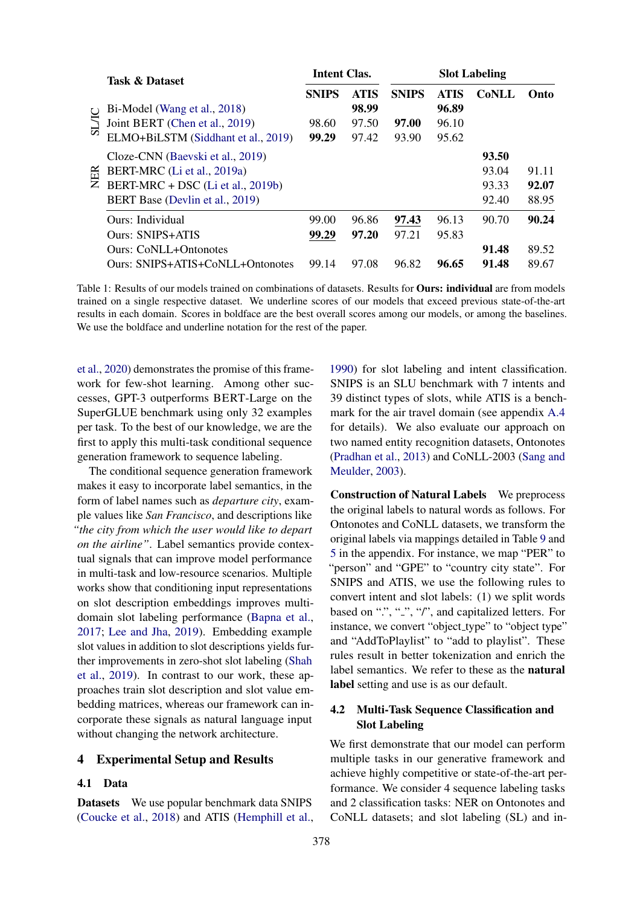| | Task & Dataset | Intent Clas. | | Slot Labeling | | | |
|---|---|---|---|---|---|---|---|
| | | SNIPS | ATIS | SNIPS | ATIS | CoNLL | Onto |
| SL/IC | Bi-Model (Wang et al., 2018) | | **98.99** | | **96.89** | | |
| | Joint BERT (Chen et al., 2019) | 98.60 | 97.50 | **97.00** | 96.10 | | |
| | ELMO+BiLSTM (Siddhant et al., 2019) | **99.29** | 97.42 | 93.90 | 95.62 | | |
| NER | Cloze-CNN (Baevski et al., 2019) | | | | | **93.50** | |
| | BERT-MRC (Li et al., 2019a) | | | | | 93.04 | 91.11 |
| | BERT-MRC + DSC (Li et al., 2019b) | | | | | 93.33 | **92.07** |
| | BERT Base (Devlin et al., 2019) | | | | | 92.40 | 88.95 |
| | Ours: Individual | 99.00 | 96.86 | <u>**97.43**</u> | 96.13 | 90.70 | **90.24** |
| | Ours: SNIPS+ATIS | <u>**99.29**</u> | **97.20** | 97.21 | 95.83 | | |
| | Ours: CoNLL+Ontonotes | | | | | **91.48** | 89.52 |
| | Ours: SNIPS+ATIS+CoNLL+Ontonotes | 99.14 | 97.08 | 96.82 | **96.65** | **91.48** | 89.67 |

Table 1: Results of our models trained on combinations of datasets. Results for **Ours: individual** are from models trained on a single respective dataset. We underline scores of our models that exceed previous state-of-the-art results in each domain. Scores in boldface are the best overall scores among our models, or among the baselines. We use the boldface and underline notation for the rest of the paper.

et al., 2020) demonstrates the promise of this framework for few-shot learning. Among other successes, GPT-3 outperforms BERT-Large on the SuperGLUE benchmark using only 32 examples per task. To the best of our knowledge, we are the first to apply this multi-task conditional sequence generation framework to sequence labeling.

The conditional sequence generation framework makes it easy to incorporate label semantics, in the form of label names such as *departure city*, example values like *San Francisco*, and descriptions like *"the city from which the user would like to depart on the airline"*. Label semantics provide contextual signals that can improve model performance in multi-task and low-resource scenarios. Multiple works show that conditioning input representations on slot description embeddings improves multi-domain slot labeling performance (Bapna et al., 2017; Lee and Jha, 2019). Embedding example slot values in addition to slot descriptions yields further improvements in zero-shot slot labeling (Shah et al., 2019). In contrast to our work, these approaches train slot description and slot value embedding matrices, whereas our framework can incorporate these signals as natural language input without changing the network architecture.

## 4 Experimental Setup and Results

### 4.1 Data

**Datasets** We use popular benchmark data SNIPS (Coucke et al., 2018) and ATIS (Hemphill et al., 1990) for slot labeling and intent classification. SNIPS is an SLU benchmark with 7 intents and 39 distinct types of slots, while ATIS is a benchmark for the air travel domain (see appendix A.4 for details). We also evaluate our approach on two named entity recognition datasets, Ontonotes (Pradhan et al., 2013) and CoNLL-2003 (Sang and Meulder, 2003).

**Construction of Natural Labels** We preprocess the original labels to natural words as follows. For Ontonotes and CoNLL datasets, we transform the original labels via mappings detailed in Table 9 and 5 in the appendix. For instance, we map "PER" to "person" and "GPE" to "country city state". For SNIPS and ATIS, we use the following rules to convert intent and slot labels: (1) we split words based on ".", "_", "/", and capitalized letters. For instance, we convert "object_type" to "object type" and "AddToPlaylist" to "add to playlist". These rules result in better tokenization and enrich the label semantics. We refer to these as the **natural label** setting and use is as our default.

### 4.2 Multi-Task Sequence Classification and Slot Labeling

We first demonstrate that our model can perform multiple tasks in our generative framework and achieve highly competitive or state-of-the-art performance. We consider 4 sequence labeling tasks and 2 classification tasks: NER on Ontonotes and CoNLL datasets; and slot labeling (SL) and in-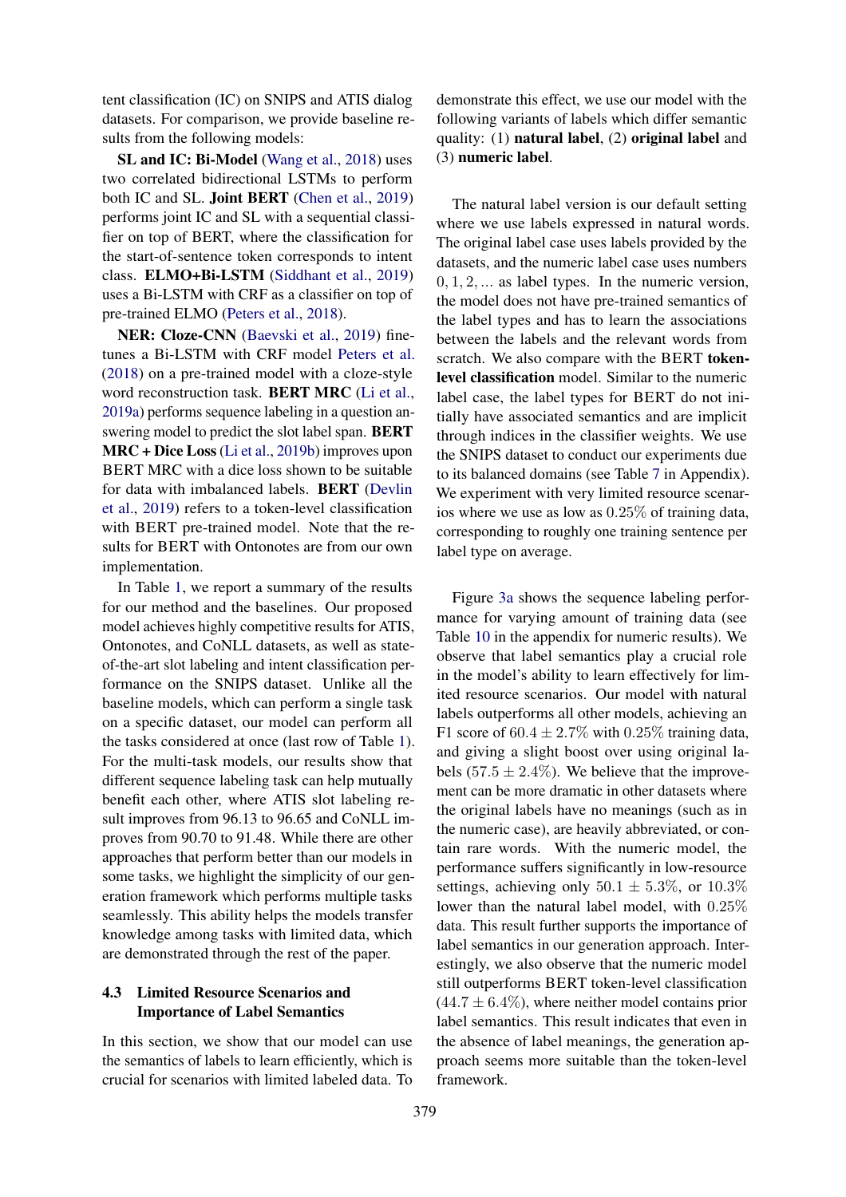tent classification (IC) on SNIPS and ATIS dialog datasets. For comparison, we provide baseline results from the following models:

**SL and IC: Bi-Model** (Wang et al., 2018) uses two correlated bidirectional LSTMs to perform both IC and SL. **Joint BERT** (Chen et al., 2019) performs joint IC and SL with a sequential classifier on top of BERT, where the classification for the start-of-sentence token corresponds to intent class. **ELMO+Bi-LSTM** (Siddhant et al., 2019) uses a Bi-LSTM with CRF as a classifier on top of pre-trained ELMO (Peters et al., 2018).

**NER: Cloze-CNN** (Baevski et al., 2019) fine-tunes a Bi-LSTM with CRF model Peters et al. (2018) on a pre-trained model with a cloze-style word reconstruction task. **BERT MRC** (Li et al., 2019a) performs sequence labeling in a question answering model to predict the slot label span. **BERT MRC + Dice Loss** (Li et al., 2019b) improves upon BERT MRC with a dice loss shown to be suitable for data with imbalanced labels. **BERT** (Devlin et al., 2019) refers to a token-level classification with BERT pre-trained model. Note that the results for BERT with Ontonotes are from our own implementation.

In Table 1, we report a summary of the results for our method and the baselines. Our proposed model achieves highly competitive results for ATIS, Ontonotes, and CoNLL datasets, as well as state-of-the-art slot labeling and intent classification performance on the SNIPS dataset. Unlike all the baseline models, which can perform a single task on a specific dataset, our model can perform all the tasks considered at once (last row of Table 1). For the multi-task models, our results show that different sequence labeling task can help mutually benefit each other, where ATIS slot labeling result improves from 96.13 to 96.65 and CoNLL improves from 90.70 to 91.48. While there are other approaches that perform better than our models in some tasks, we highlight the simplicity of our generation framework which performs multiple tasks seamlessly. This ability helps the models transfer knowledge among tasks with limited data, which are demonstrated through the rest of the paper.

### 4.3 Limited Resource Scenarios and Importance of Label Semantics

In this section, we show that our model can use the semantics of labels to learn efficiently, which is crucial for scenarios with limited labeled data. To demonstrate this effect, we use our model with the following variants of labels which differ semantic quality: (1) **natural label**, (2) **original label** and (3) **numeric label**.

The natural label version is our default setting where we use labels expressed in natural words. The original label case uses labels provided by the datasets, and the numeric label case uses numbers $0, 1, 2, \ldots$ as label types. In the numeric version, the model does not have pre-trained semantics of the label types and has to learn the associations between the labels and the relevant words from scratch. We also compare with the BERT **token-level classification** model. Similar to the numeric label case, the label types for BERT do not initially have associated semantics and are implicit through indices in the classifier weights. We use the SNIPS dataset to conduct our experiments due to its balanced domains (see Table 7 in Appendix). We experiment with very limited resource scenarios where we use as low as $0.25\%$ of training data, corresponding to roughly one training sentence per label type on average.

Figure 3a shows the sequence labeling performance for varying amount of training data (see Table 10 in the appendix for numeric results). We observe that label semantics play a crucial role in the model's ability to learn effectively for limited resource scenarios. Our model with natural labels outperforms all other models, achieving an F1 score of $60.4 \pm 2.7\%$ with $0.25\%$ training data, and giving a slight boost over using original labels ($57.5 \pm 2.4\%$). We believe that the improvement can be more dramatic in other datasets where the original labels have no meanings (such as in the numeric case), are heavily abbreviated, or contain rare words. With the numeric model, the performance suffers significantly in low-resource settings, achieving only $50.1 \pm 5.3\%$, or $10.3\%$ lower than the natural label model, with $0.25\%$ data. This result further supports the importance of label semantics in our generation approach. Interestingly, we also observe that the numeric model still outperforms BERT token-level classification ($44.7 \pm 6.4\%$), where neither model contains prior label semantics. This result indicates that even in the absence of label meanings, the generation approach seems more suitable than the token-level framework.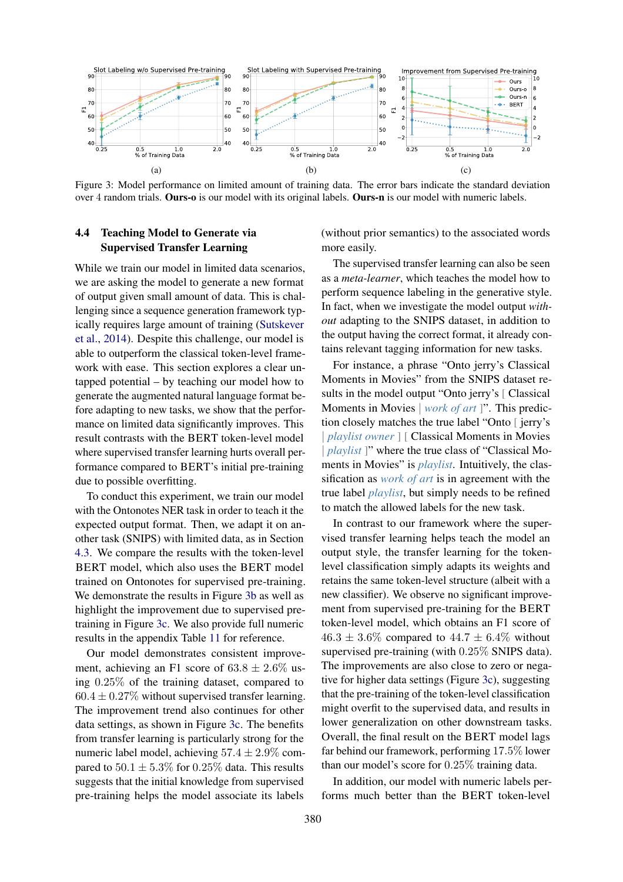Figure 3: Model performance on limited amount of training data. The error bars indicate the standard deviation over 4 random trials. **Ours-o** is our model with its original labels. **Ours-n** is our model with numeric labels.

### 4.4 Teaching Model to Generate via Supervised Transfer Learning

While we train our model in limited data scenarios, we are asking the model to generate a new format of output given small amount of data. This is challenging since a sequence generation framework typically requires large amount of training (Sutskever et al., 2014). Despite this challenge, our model is able to outperform the classical token-level framework with ease. This section explores a clear untapped potential – by teaching our model how to generate the augmented natural language format before adapting to new tasks, we show that the performance on limited data significantly improves. This result contrasts with the BERT token-level model where supervised transfer learning hurts overall performance compared to BERT's initial pre-training due to possible overfitting.

To conduct this experiment, we train our model with the Ontonotes NER task in order to teach it the expected output format. Then, we adapt it on another task (SNIPS) with limited data, as in Section 4.3. We compare the results with the token-level BERT model, which also uses the BERT model trained on Ontonotes for supervised pre-training. We demonstrate the results in Figure 3b as well as highlight the improvement due to supervised pre-training in Figure 3c. We also provide full numeric results in the appendix Table 11 for reference.

Our model demonstrates consistent improvement, achieving an F1 score of $63.8 \pm 2.6\%$ using $0.25\%$ of the training dataset, compared to $60.4 \pm 0.27\%$ without supervised transfer learning. The improvement trend also continues for other data settings, as shown in Figure 3c. The benefits from transfer learning is particularly strong for the numeric label model, achieving $57.4 \pm 2.9\%$ compared to $50.1 \pm 5.3\%$ for $0.25\%$ data. This results suggests that the initial knowledge from supervised pre-training helps the model associate its labels (without prior semantics) to the associated words more easily.

The supervised transfer learning can also be seen as a *meta-learner*, which teaches the model how to perform sequence labeling in the generative style. In fact, when we investigate the model output *without* adapting to the SNIPS dataset, in addition to the output having the correct format, it already contains relevant tagging information for new tasks.

For instance, a phrase "Onto jerry's Classical Moments in Movies" from the SNIPS dataset results in the model output "Onto jerry's [ Classical Moments in Movies | *work of art* ]". This prediction closely matches the true label "Onto [ jerry's | *playlist owner* ] [ Classical Moments in Movies | *playlist* ]" where the true class of "Classical Moments in Movies" is *playlist*. Intuitively, the classification as *work of art* is in agreement with the true label *playlist*, but simply needs to be refined to match the allowed labels for the new task.

In contrast to our framework where the supervised transfer learning helps teach the model an output style, the transfer learning for the token-level classification simply adapts its weights and retains the same token-level structure (albeit with a new classifier). We observe no significant improvement from supervised pre-training for the BERT token-level model, which obtains an F1 score of $46.3 \pm 3.6\%$ compared to $44.7 \pm 6.4\%$ without supervised pre-training (with $0.25\%$ SNIPS data). The improvements are also close to zero or negative for higher data settings (Figure 3c), suggesting that the pre-training of the token-level classification might overfit to the supervised data, and results in lower generalization on other downstream tasks. Overall, the final result on the BERT model lags far behind our framework, performing $17.5\%$ lower than our model's score for $0.25\%$ training data.

In addition, our model with numeric labels performs much better than the BERT token-level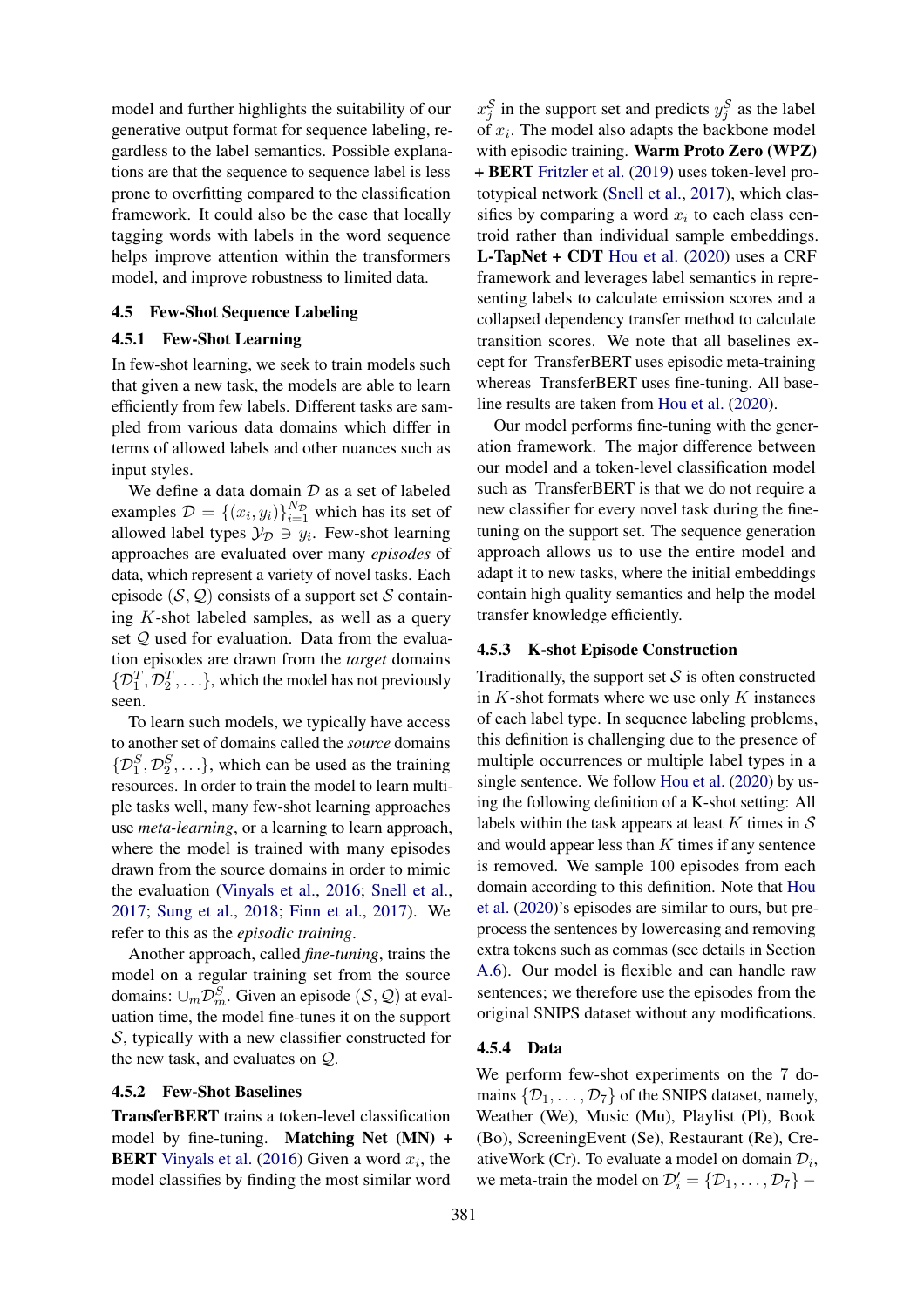model and further highlights the suitability of our generative output format for sequence labeling, regardless to the label semantics. Possible explanations are that the sequence to sequence label is less prone to overfitting compared to the classification framework. It could also be the case that locally tagging words with labels in the word sequence helps improve attention within the transformers model, and improve robustness to limited data.

## 4.5 Few-Shot Sequence Labeling

### 4.5.1 Few-Shot Learning

In few-shot learning, we seek to train models such that given a new task, the models are able to learn efficiently from few labels. Different tasks are sampled from various data domains which differ in terms of allowed labels and other nuances such as input styles.

We define a data domain $\mathcal{D}$ as a set of labeled examples $\mathcal{D} = \{(x_i, y_i)\}_{i=1}^{N_\mathcal{D}}$ which has its set of allowed label types $\mathcal{Y}_\mathcal{D} \ni y_i$. Few-shot learning approaches are evaluated over many *episodes* of data, which represent a variety of novel tasks. Each episode $(\mathcal{S}, \mathcal{Q})$ consists of a support set $\mathcal{S}$ containing $K$-shot labeled samples, as well as a query set $\mathcal{Q}$ used for evaluation. Data from the evaluation episodes are drawn from the *target* domains $\{\mathcal{D}_1^T, \mathcal{D}_2^T, \ldots\}$, which the model has not previously seen.

To learn such models, we typically have access to another set of domains called the *source* domains $\{\mathcal{D}_1^S, \mathcal{D}_2^S, \ldots\}$, which can be used as the training resources. In order to train the model to learn multiple tasks well, many few-shot learning approaches use *meta-learning*, or a learning to learn approach, where the model is trained with many episodes drawn from the source domains in order to mimic the evaluation (Vinyals et al., 2016; Snell et al., 2017; Sung et al., 2018; Finn et al., 2017). We refer to this as the *episodic training*.

Another approach, called *fine-tuning*, trains the model on a regular training set from the source domains: $\cup_m \mathcal{D}_m^S$. Given an episode $(\mathcal{S}, \mathcal{Q})$ at evaluation time, the model fine-tunes it on the support $\mathcal{S}$, typically with a new classifier constructed for the new task, and evaluates on $\mathcal{Q}$.

### 4.5.2 Few-Shot Baselines

**TransferBERT** trains a token-level classification model by fine-tuning. **Matching Net (MN) + BERT** Vinyals et al. (2016) Given a word $x_i$, the model classifies by finding the most similar word $x_j^\mathcal{S}$ in the support set and predicts $y_j^\mathcal{S}$ as the label of $x_i$. The model also adapts the backbone model with episodic training. **Warm Proto Zero (WPZ) + BERT** Fritzler et al. (2019) uses token-level prototypical network (Snell et al., 2017), which classifies by comparing a word $x_i$ to each class centroid rather than individual sample embeddings. **L-TapNet + CDT** Hou et al. (2020) uses a CRF framework and leverages label semantics in representing labels to calculate emission scores and a collapsed dependency transfer method to calculate transition scores. We note that all baselines except for TransferBERT uses episodic meta-training whereas TransferBERT uses fine-tuning. All baseline results are taken from Hou et al. (2020).

Our model performs fine-tuning with the generation framework. The major difference between our model and a token-level classification model such as TransferBERT is that we do not require a new classifier for every novel task during the fine-tuning on the support set. The sequence generation approach allows us to use the entire model and adapt it to new tasks, where the initial embeddings contain high quality semantics and help the model transfer knowledge efficiently.

### 4.5.3 K-shot Episode Construction

Traditionally, the support set $\mathcal{S}$ is often constructed in $K$-shot formats where we use only $K$ instances of each label type. In sequence labeling problems, this definition is challenging due to the presence of multiple occurrences or multiple label types in a single sentence. We follow Hou et al. (2020) by using the following definition of a K-shot setting: All labels within the task appears at least $K$ times in $\mathcal{S}$ and would appear less than $K$ times if any sentence is removed. We sample 100 episodes from each domain according to this definition. Note that Hou et al. (2020)'s episodes are similar to ours, but preprocess the sentences by lowercasing and removing extra tokens such as commas (see details in Section A.6). Our model is flexible and can handle raw sentences; we therefore use the episodes from the original SNIPS dataset without any modifications.

### 4.5.4 Data

We perform few-shot experiments on the 7 domains $\{\mathcal{D}_1, \ldots, \mathcal{D}_7\}$ of the SNIPS dataset, namely, Weather (We), Music (Mu), Playlist (Pl), Book (Bo), ScreeningEvent (Se), Restaurant (Re), CreativeWork (Cr). To evaluate a model on domain $\mathcal{D}_i$, we meta-train the model on $\mathcal{D}_i' = \{\mathcal{D}_1, \ldots, \mathcal{D}_7\} -$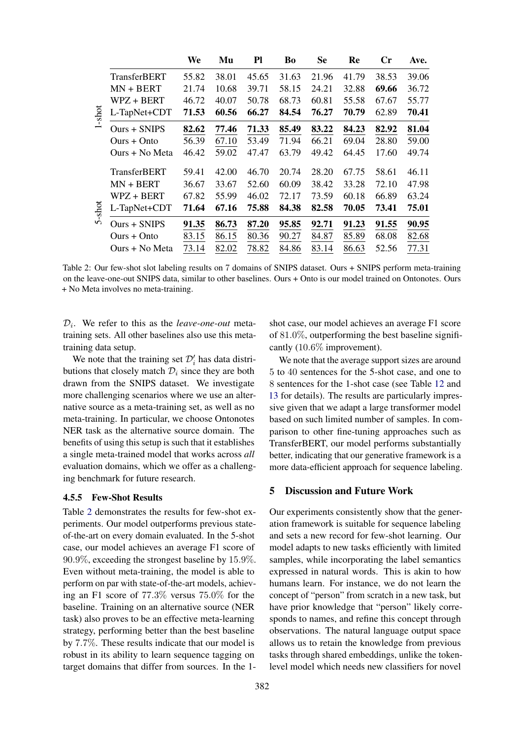| | | We | Mu | Pl | Bo | Se | Re | Cr | Ave. |
|---|---|---|---|---|---|---|---|---|---|
| 1-shot | TransferBERT | 55.82 | 38.01 | 45.65 | 31.63 | 21.96 | 41.79 | 38.53 | 39.06 |
| | MN + BERT | 21.74 | 10.68 | 39.71 | 58.15 | 24.21 | 32.88 | **69.66** | 36.72 |
| | WPZ + BERT | 46.72 | 40.07 | 50.78 | 68.73 | 60.81 | 55.58 | 67.67 | 55.77 |
| | L-TapNet+CDT | **71.53** | **60.56** | **66.27** | **84.54** | **76.27** | **70.79** | 62.89 | **70.41** |
| | Ours + SNIPS | **82.62** | **77.46** | **71.33** | **85.49** | **83.22** | **84.23** | **82.92** | **81.04** |
| | Ours + Onto | 56.39 | 67.10 | 53.49 | 71.94 | 66.21 | 69.04 | 28.80 | 59.00 |
| | Ours + No Meta | 46.42 | 59.02 | 47.47 | 63.79 | 49.42 | 64.45 | 17.60 | 49.74 |
| 5-shot | TransferBERT | 59.41 | 42.00 | 46.70 | 20.74 | 28.20 | 67.75 | 58.61 | 46.11 |
| | MN + BERT | 36.67 | 33.67 | 52.60 | 60.09 | 38.42 | 33.28 | 72.10 | 47.98 |
| | WPZ + BERT | 67.82 | 55.99 | 46.02 | 72.17 | 73.59 | 60.18 | 66.89 | 63.24 |
| | L-TapNet+CDT | **71.64** | **67.16** | **75.88** | **84.38** | **82.58** | **70.05** | **73.41** | **75.01** |
| | Ours + SNIPS | **91.35** | **86.73** | **87.20** | **95.85** | **92.71** | **91.23** | **91.55** | **90.95** |
| | Ours + Onto | 83.15 | 86.15 | 80.36 | 90.27 | 84.87 | 85.89 | 68.08 | 82.68 |
| | Ours + No Meta | 73.14 | 82.02 | 78.82 | 84.86 | 83.14 | 86.63 | 52.56 | 77.31 |

Table 2: Our few-shot slot labeling results on 7 domains of SNIPS dataset. Ours + SNIPS perform meta-training on the leave-one-out SNIPS data, similar to other baselines. Ours + Onto is our model trained on Ontonotes. Ours + No Meta involves no meta-training.

$\mathcal{D}_i$. We refer to this as the *leave-one-out* meta-training sets. All other baselines also use this meta-training data setup.

We note that the training set $\mathcal{D}'_i$ has data distributions that closely match $\mathcal{D}_i$ since they are both drawn from the SNIPS dataset. We investigate more challenging scenarios where we use an alternative source as a meta-training set, as well as no meta-training. In particular, we choose Ontonotes NER task as the alternative source domain. The benefits of using this setup is such that it establishes a single meta-trained model that works across *all* evaluation domains, which we offer as a challenging benchmark for future research.

#### 4.5.5 Few-Shot Results

Table 2 demonstrates the results for few-shot experiments. Our model outperforms previous state-of-the-art on every domain evaluated. In the 5-shot case, our model achieves an average F1 score of $90.9\%$, exceeding the strongest baseline by $15.9\%$. Even without meta-training, the model is able to perform on par with state-of-the-art models, achieving an F1 score of $77.3\%$ versus $75.0\%$ for the baseline. Training on an alternative source (NER task) also proves to be an effective meta-learning strategy, performing better than the best baseline by $7.7\%$. These results indicate that our model is robust in its ability to learn sequence tagging on target domains that differ from sources. In the 1-shot case, our model achieves an average F1 score of $81.0\%$, outperforming the best baseline significantly ($10.6\%$ improvement).

We note that the average support sizes are around $5$ to $40$ sentences for the 5-shot case, and one to $8$ sentences for the 1-shot case (see Table 12 and 13 for details). The results are particularly impressive given that we adapt a large transformer model based on such limited number of samples. In comparison to other fine-tuning approaches such as TransferBERT, our model performs substantially better, indicating that our generative framework is a more data-efficient approach for sequence labeling.

## 5 Discussion and Future Work

Our experiments consistently show that the generation framework is suitable for sequence labeling and sets a new record for few-shot learning. Our model adapts to new tasks efficiently with limited samples, while incorporating the label semantics expressed in natural words. This is akin to how humans learn. For instance, we do not learn the concept of "person" from scratch in a new task, but have prior knowledge that "person" likely corresponds to names, and refine this concept through observations. The natural language output space allows us to retain the knowledge from previous tasks through shared embeddings, unlike the token-level model which needs new classifiers for novel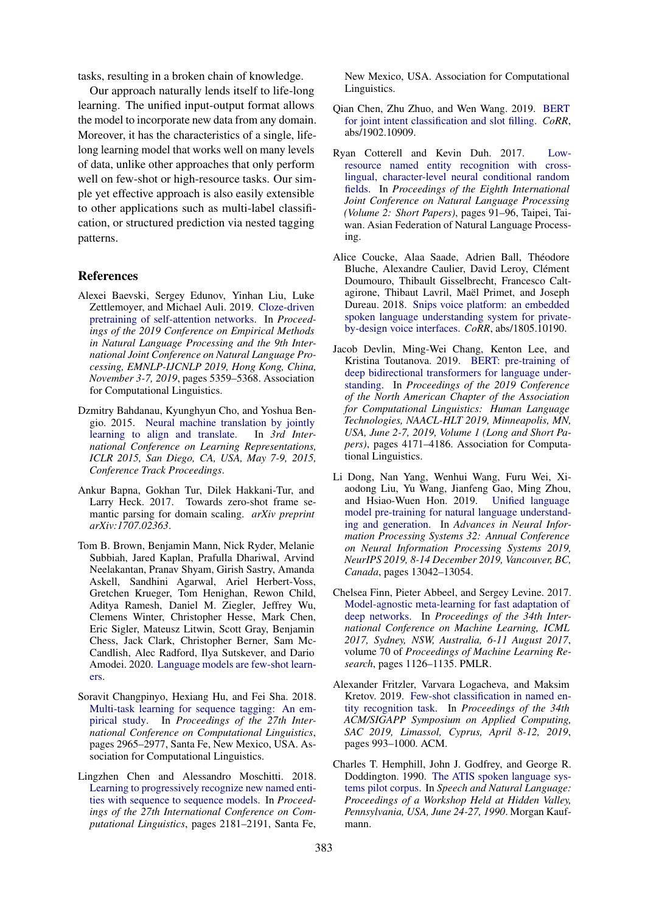tasks, resulting in a broken chain of knowledge.

Our approach naturally lends itself to life-long learning. The unified input-output format allows the model to incorporate new data from any domain. Moreover, it has the characteristics of a single, life-long learning model that works well on many levels of data, unlike other approaches that only perform well on few-shot or high-resource tasks. Our simple yet effective approach is also easily extensible to other applications such as multi-label classification, or structured prediction via nested tagging patterns.

## References

Alexei Baevski, Sergey Edunov, Yinhan Liu, Luke Zettlemoyer, and Michael Auli. 2019. Cloze-driven pretraining of self-attention networks. In *Proceedings of the 2019 Conference on Empirical Methods in Natural Language Processing and the 9th International Joint Conference on Natural Language Processing, EMNLP-IJCNLP 2019, Hong Kong, China, November 3-7, 2019*, pages 5359–5368. Association for Computational Linguistics.

Dzmitry Bahdanau, Kyunghyun Cho, and Yoshua Bengio. 2015. Neural machine translation by jointly learning to align and translate. In *3rd International Conference on Learning Representations, ICLR 2015, San Diego, CA, USA, May 7-9, 2015, Conference Track Proceedings*.

Ankur Bapna, Gokhan Tur, Dilek Hakkani-Tur, and Larry Heck. 2017. Towards zero-shot frame semantic parsing for domain scaling. *arXiv preprint arXiv:1707.02363*.

Tom B. Brown, Benjamin Mann, Nick Ryder, Melanie Subbiah, Jared Kaplan, Prafulla Dhariwal, Arvind Neelakantan, Pranav Shyam, Girish Sastry, Amanda Askell, Sandhini Agarwal, Ariel Herbert-Voss, Gretchen Krueger, Tom Henighan, Rewon Child, Aditya Ramesh, Daniel M. Ziegler, Jeffrey Wu, Clemens Winter, Christopher Hesse, Mark Chen, Eric Sigler, Mateusz Litwin, Scott Gray, Benjamin Chess, Jack Clark, Christopher Berner, Sam McCandlish, Alec Radford, Ilya Sutskever, and Dario Amodei. 2020. Language models are few-shot learners.

Soravit Changpinyo, Hexiang Hu, and Fei Sha. 2018. Multi-task learning for sequence tagging: An empirical study. In *Proceedings of the 27th International Conference on Computational Linguistics*, pages 2965–2977, Santa Fe, New Mexico, USA. Association for Computational Linguistics.

Lingzhen Chen and Alessandro Moschitti. 2018. Learning to progressively recognize new named entities with sequence to sequence models. In *Proceedings of the 27th International Conference on Computational Linguistics*, pages 2181–2191, Santa Fe, New Mexico, USA. Association for Computational Linguistics.

Qian Chen, Zhu Zhuo, and Wen Wang. 2019. BERT for joint intent classification and slot filling. *CoRR*, abs/1902.10909.

Ryan Cotterell and Kevin Duh. 2017. Low-resource named entity recognition with cross-lingual, character-level neural conditional random fields. In *Proceedings of the Eighth International Joint Conference on Natural Language Processing (Volume 2: Short Papers)*, pages 91–96, Taipei, Taiwan. Asian Federation of Natural Language Processing.

Alice Coucke, Alaa Saade, Adrien Ball, Théodore Bluche, Alexandre Caulier, David Leroy, Clément Doumouro, Thibault Gisselbrecht, Francesco Caltagirone, Thibaut Lavril, Maël Primet, and Joseph Dureau. 2018. Snips voice platform: an embedded spoken language understanding system for private-by-design voice interfaces. *CoRR*, abs/1805.10190.

Jacob Devlin, Ming-Wei Chang, Kenton Lee, and Kristina Toutanova. 2019. BERT: pre-training of deep bidirectional transformers for language understanding. In *Proceedings of the 2019 Conference of the North American Chapter of the Association for Computational Linguistics: Human Language Technologies, NAACL-HLT 2019, Minneapolis, MN, USA, June 2-7, 2019, Volume 1 (Long and Short Papers)*, pages 4171–4186. Association for Computational Linguistics.

Li Dong, Nan Yang, Wenhui Wang, Furu Wei, Xiaodong Liu, Yu Wang, Jianfeng Gao, Ming Zhou, and Hsiao-Wuen Hon. 2019. Unified language model pre-training for natural language understanding and generation. In *Advances in Neural Information Processing Systems 32: Annual Conference on Neural Information Processing Systems 2019, NeurIPS 2019, 8-14 December 2019, Vancouver, BC, Canada*, pages 13042–13054.

Chelsea Finn, Pieter Abbeel, and Sergey Levine. 2017. Model-agnostic meta-learning for fast adaptation of deep networks. In *Proceedings of the 34th International Conference on Machine Learning, ICML 2017, Sydney, NSW, Australia, 6-11 August 2017*, volume 70 of *Proceedings of Machine Learning Research*, pages 1126–1135. PMLR.

Alexander Fritzler, Varvara Logacheva, and Maksim Kretov. 2019. Few-shot classification in named entity recognition task. In *Proceedings of the 34th ACM/SIGAPP Symposium on Applied Computing, SAC 2019, Limassol, Cyprus, April 8-12, 2019*, pages 993–1000. ACM.

Charles T. Hemphill, John J. Godfrey, and George R. Doddington. 1990. The ATIS spoken language systems pilot corpus. In *Speech and Natural Language: Proceedings of a Workshop Held at Hidden Valley, Pennsylvania, USA, June 24-27, 1990*. Morgan Kaufmann.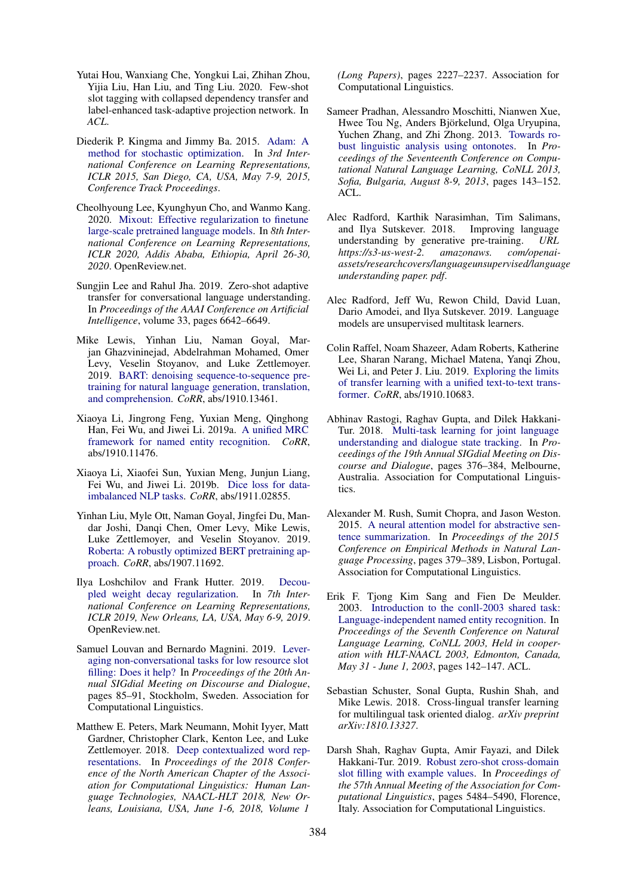Yutai Hou, Wanxiang Che, Yongkui Lai, Zhihan Zhou, Yijia Liu, Han Liu, and Ting Liu. 2020. Few-shot slot tagging with collapsed dependency transfer and label-enhanced task-adaptive projection network. In *ACL*.

Diederik P. Kingma and Jimmy Ba. 2015. Adam: A method for stochastic optimization. In *3rd International Conference on Learning Representations, ICLR 2015, San Diego, CA, USA, May 7-9, 2015, Conference Track Proceedings*.

Cheolhyoung Lee, Kyunghyun Cho, and Wanmo Kang. 2020. Mixout: Effective regularization to finetune large-scale pretrained language models. In *8th International Conference on Learning Representations, ICLR 2020, Addis Ababa, Ethiopia, April 26-30, 2020*. OpenReview.net.

Sungjin Lee and Rahul Jha. 2019. Zero-shot adaptive transfer for conversational language understanding. In *Proceedings of the AAAI Conference on Artificial Intelligence*, volume 33, pages 6642–6649.

Mike Lewis, Yinhan Liu, Naman Goyal, Marjan Ghazvininejad, Abdelrahman Mohamed, Omer Levy, Veselin Stoyanov, and Luke Zettlemoyer. 2019. BART: denoising sequence-to-sequence pre-training for natural language generation, translation, and comprehension. *CoRR*, abs/1910.13461.

Xiaoya Li, Jingrong Feng, Yuxian Meng, Qinghong Han, Fei Wu, and Jiwei Li. 2019a. A unified MRC framework for named entity recognition. *CoRR*, abs/1910.11476.

Xiaoya Li, Xiaofei Sun, Yuxian Meng, Junjun Liang, Fei Wu, and Jiwei Li. 2019b. Dice loss for data-imbalanced NLP tasks. *CoRR*, abs/1911.02855.

Yinhan Liu, Myle Ott, Naman Goyal, Jingfei Du, Mandar Joshi, Danqi Chen, Omer Levy, Mike Lewis, Luke Zettlemoyer, and Veselin Stoyanov. 2019. Roberta: A robustly optimized BERT pretraining approach. *CoRR*, abs/1907.11692.

Ilya Loshchilov and Frank Hutter. 2019. Decoupled weight decay regularization. In *7th International Conference on Learning Representations, ICLR 2019, New Orleans, LA, USA, May 6-9, 2019*. OpenReview.net.

Samuel Louvan and Bernardo Magnini. 2019. Leveraging non-conversational tasks for low resource slot filling: Does it help? In *Proceedings of the 20th Annual SIGdial Meeting on Discourse and Dialogue*, pages 85–91, Stockholm, Sweden. Association for Computational Linguistics.

Matthew E. Peters, Mark Neumann, Mohit Iyyer, Matt Gardner, Christopher Clark, Kenton Lee, and Luke Zettlemoyer. 2018. Deep contextualized word representations. In *Proceedings of the 2018 Conference of the North American Chapter of the Association for Computational Linguistics: Human Language Technologies, NAACL-HLT 2018, New Orleans, Louisiana, USA, June 1-6, 2018, Volume 1 (Long Papers)*, pages 2227–2237. Association for Computational Linguistics.

Sameer Pradhan, Alessandro Moschitti, Nianwen Xue, Hwee Tou Ng, Anders Björkelund, Olga Uryupina, Yuchen Zhang, and Zhi Zhong. 2013. Towards robust linguistic analysis using ontonotes. In *Proceedings of the Seventeenth Conference on Computational Natural Language Learning, CoNLL 2013, Sofia, Bulgaria, August 8-9, 2013*, pages 143–152. ACL.

Alec Radford, Karthik Narasimhan, Tim Salimans, and Ilya Sutskever. 2018. Improving language understanding by generative pre-training. *URL https://s3-us-west-2. amazonaws. com/openai-assets/researchcovers/languageunsupervised/language understanding paper. pdf*.

Alec Radford, Jeff Wu, Rewon Child, David Luan, Dario Amodei, and Ilya Sutskever. 2019. Language models are unsupervised multitask learners.

Colin Raffel, Noam Shazeer, Adam Roberts, Katherine Lee, Sharan Narang, Michael Matena, Yanqi Zhou, Wei Li, and Peter J. Liu. 2019. Exploring the limits of transfer learning with a unified text-to-text transformer. *CoRR*, abs/1910.10683.

Abhinav Rastogi, Raghav Gupta, and Dilek Hakkani-Tur. 2018. Multi-task learning for joint language understanding and dialogue state tracking. In *Proceedings of the 19th Annual SIGdial Meeting on Discourse and Dialogue*, pages 376–384, Melbourne, Australia. Association for Computational Linguistics.

Alexander M. Rush, Sumit Chopra, and Jason Weston. 2015. A neural attention model for abstractive sentence summarization. In *Proceedings of the 2015 Conference on Empirical Methods in Natural Language Processing*, pages 379–389, Lisbon, Portugal. Association for Computational Linguistics.

Erik F. Tjong Kim Sang and Fien De Meulder. 2003. Introduction to the conll-2003 shared task: Language-independent named entity recognition. In *Proceedings of the Seventh Conference on Natural Language Learning, CoNLL 2003, Held in cooperation with HLT-NAACL 2003, Edmonton, Canada, May 31 - June 1, 2003*, pages 142–147. ACL.

Sebastian Schuster, Sonal Gupta, Rushin Shah, and Mike Lewis. 2018. Cross-lingual transfer learning for multilingual task oriented dialog. *arXiv preprint arXiv:1810.13327*.

Darsh Shah, Raghav Gupta, Amir Fayazi, and Dilek Hakkani-Tur. 2019. Robust zero-shot cross-domain slot filling with example values. In *Proceedings of the 57th Annual Meeting of the Association for Computational Linguistics*, pages 5484–5490, Florence, Italy. Association for Computational Linguistics.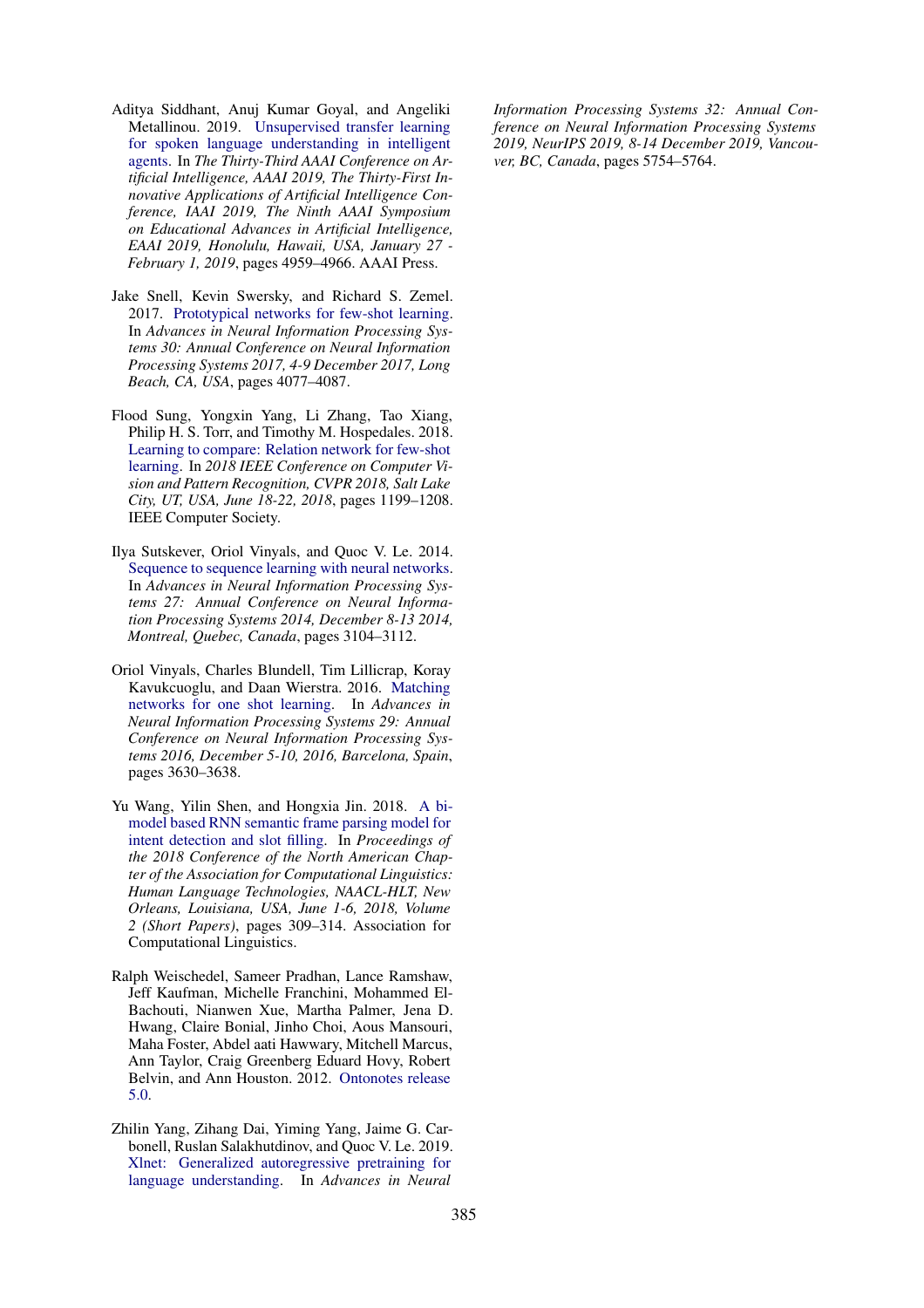Aditya Siddhant, Anuj Kumar Goyal, and Angeliki Metallinou. 2019. Unsupervised transfer learning for spoken language understanding in intelligent agents. In *The Thirty-Third AAAI Conference on Artificial Intelligence, AAAI 2019, The Thirty-First Innovative Applications of Artificial Intelligence Conference, IAAI 2019, The Ninth AAAI Symposium on Educational Advances in Artificial Intelligence, EAAI 2019, Honolulu, Hawaii, USA, January 27 - February 1, 2019*, pages 4959–4966. AAAI Press.

Jake Snell, Kevin Swersky, and Richard S. Zemel. 2017. Prototypical networks for few-shot learning. In *Advances in Neural Information Processing Systems 30: Annual Conference on Neural Information Processing Systems 2017, 4-9 December 2017, Long Beach, CA, USA*, pages 4077–4087.

Flood Sung, Yongxin Yang, Li Zhang, Tao Xiang, Philip H. S. Torr, and Timothy M. Hospedales. 2018. Learning to compare: Relation network for few-shot learning. In *2018 IEEE Conference on Computer Vision and Pattern Recognition, CVPR 2018, Salt Lake City, UT, USA, June 18-22, 2018*, pages 1199–1208. IEEE Computer Society.

Ilya Sutskever, Oriol Vinyals, and Quoc V. Le. 2014. Sequence to sequence learning with neural networks. In *Advances in Neural Information Processing Systems 27: Annual Conference on Neural Information Processing Systems 2014, December 8-13 2014, Montreal, Quebec, Canada*, pages 3104–3112.

Oriol Vinyals, Charles Blundell, Tim Lillicrap, Koray Kavukcuoglu, and Daan Wierstra. 2016. Matching networks for one shot learning. In *Advances in Neural Information Processing Systems 29: Annual Conference on Neural Information Processing Systems 2016, December 5-10, 2016, Barcelona, Spain*, pages 3630–3638.

Yu Wang, Yilin Shen, and Hongxia Jin. 2018. A bi-model based RNN semantic frame parsing model for intent detection and slot filling. In *Proceedings of the 2018 Conference of the North American Chapter of the Association for Computational Linguistics: Human Language Technologies, NAACL-HLT, New Orleans, Louisiana, USA, June 1-6, 2018, Volume 2 (Short Papers)*, pages 309–314. Association for Computational Linguistics.

Ralph Weischedel, Sameer Pradhan, Lance Ramshaw, Jeff Kaufman, Michelle Franchini, Mohammed El-Bachouti, Nianwen Xue, Martha Palmer, Jena D. Hwang, Claire Bonial, Jinho Choi, Aous Mansouri, Maha Foster, Abdel aati Hawwary, Mitchell Marcus, Ann Taylor, Craig Greenberg Eduard Hovy, Robert Belvin, and Ann Houston. 2012. Ontonotes release 5.0.

Zhilin Yang, Zihang Dai, Yiming Yang, Jaime G. Carbonell, Ruslan Salakhutdinov, and Quoc V. Le. 2019. Xlnet: Generalized autoregressive pretraining for language understanding. In *Advances in Neural Information Processing Systems 32: Annual Conference on Neural Information Processing Systems 2019, NeurIPS 2019, 8-14 December 2019, Vancouver, BC, Canada*, pages 5754–5764.